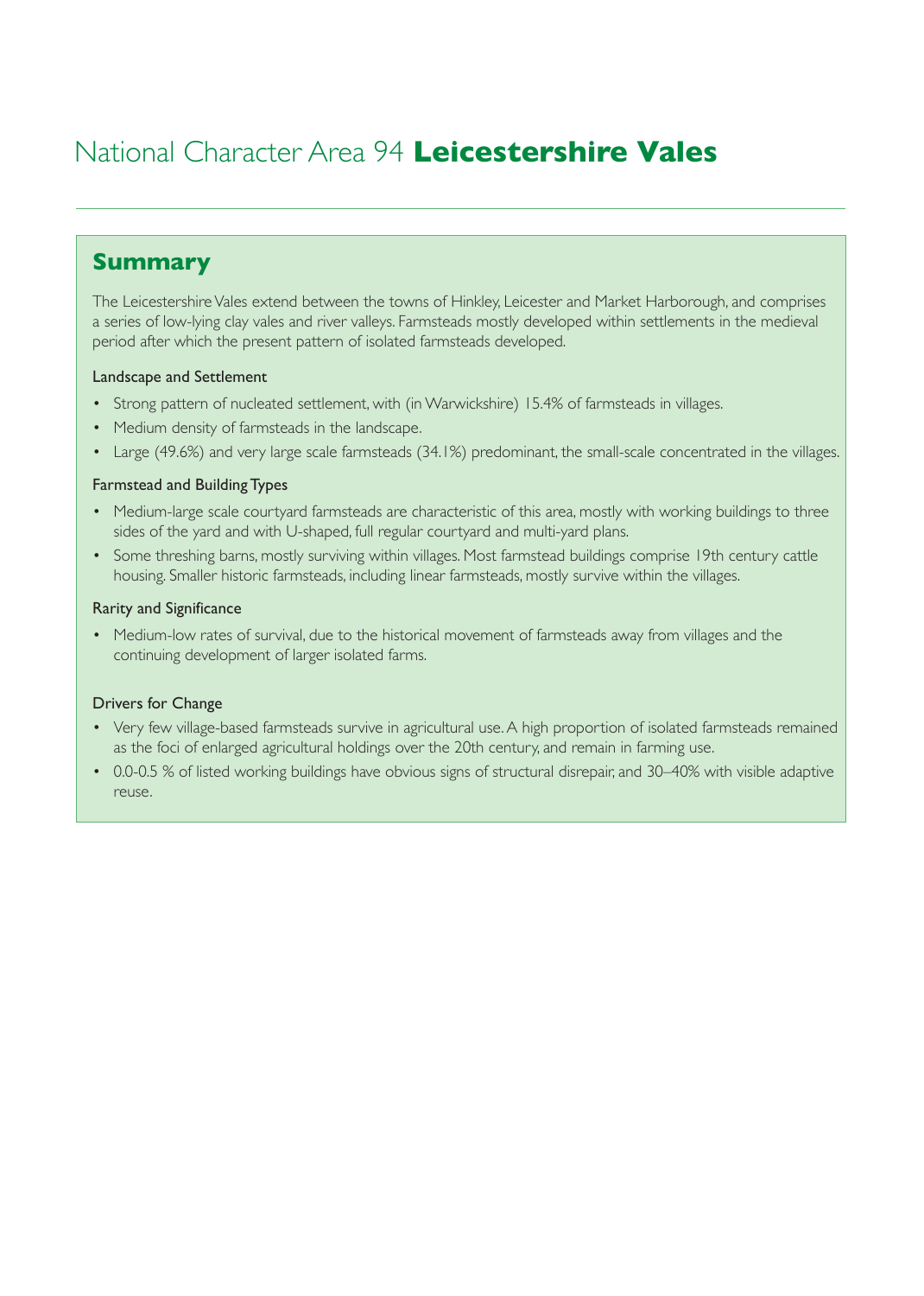# National Character Area 94 **Leicestershire Vales**

## Summary

The Leicestershire Vales extend between the towns of Hinkley, Leicester and Market Harborough, and comprises a series of low-lying clay vales and river valleys. Farmsteads mostly developed within settlements in the medieval period after which the present pattern of isolated farmsteads developed.

### Landscape and Settlement

- Strong pattern of nucleated settlement, with (in Warwickshire) 15.4% of farmsteads in villages.
- Medium density of farmsteads in the landscape.
- Large (49.6%) and very large scale farmsteads (34.1%) predominant, the small-scale concentrated in the villages.

### Farmstead and Building Types

- Medium-large scale courtyard farmsteads are characteristic of this area, mostly with working buildings to three sides of the yard and with U-shaped, full regular courtyard and multi-yard plans.
- Some threshing barns, mostly surviving within villages. Most farmstead buildings comprise 19th century cattle housing. Smaller historic farmsteads, including linear farmsteads, mostly survive within the villages.

### Rarity and Significance

- Medium-low rates of survival, due to the historical movement of farmsteads away from villages and the continuing development of larger isolated farms.

### Drivers for Change

- Very few village-based farmsteads survive in agricultural use. A high proportion of isolated farmsteads remained as the foci of enlarged agricultural holdings over the 20th century, and remain in farming use.
- 0.0-0.5 % of listed working buildings have obvious signs of structural disrepair, and 30–40% with visible adaptive reuse.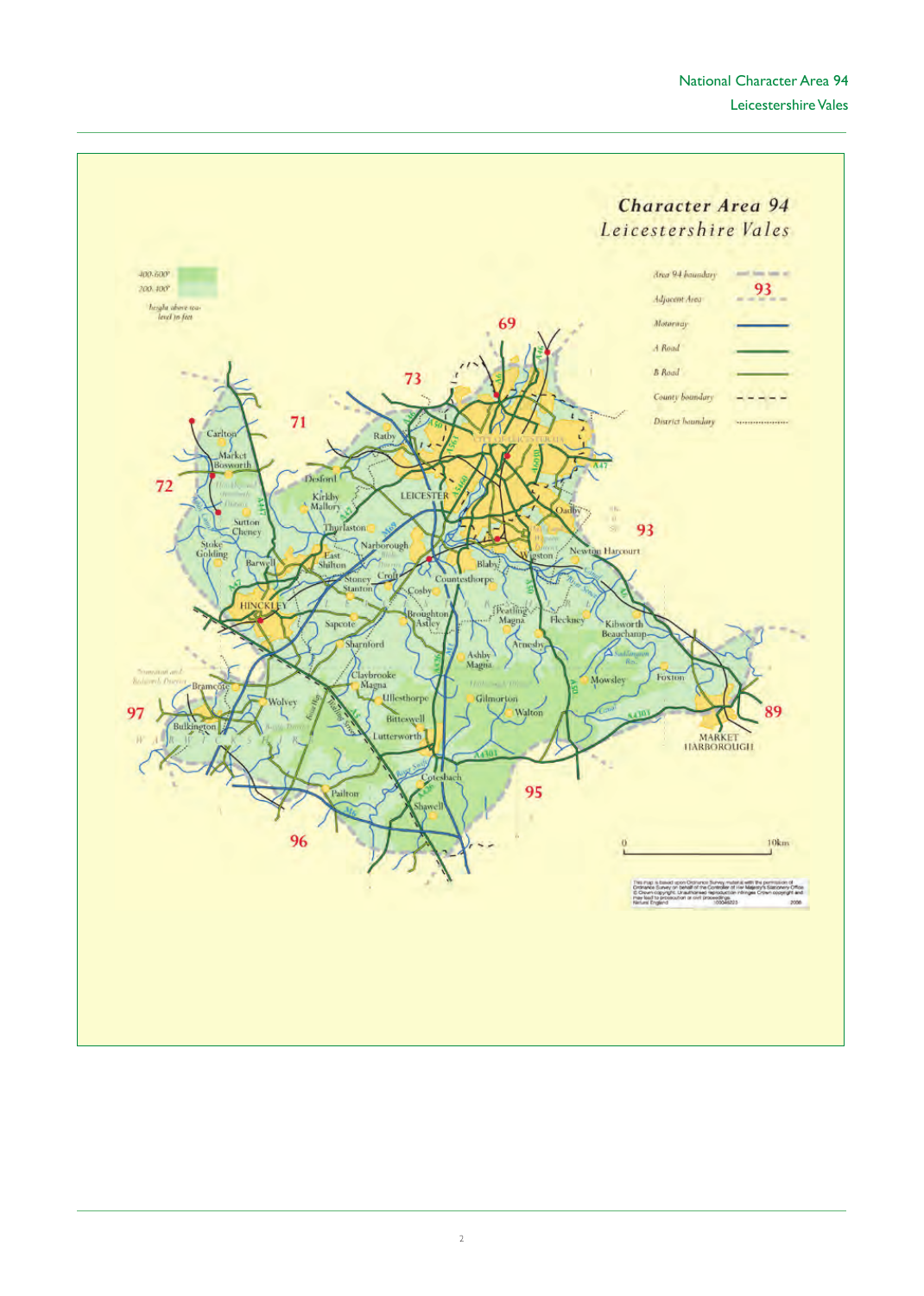# Character Area 94
## Leicestershire Vales

400-600'
200-400'
heights above sea-level in feet

Area 94 boundary
93 Adjacent Area
Motorway
A Road
B Road
County boundary
District boundary

0 10km

This map is based upon Ordnance Survey material with the permission of Ordnance Survey on behalf of the Controller of Her Majesty's Stationery Office. © Crown copyright. Unauthorised reproduction infringes Crown copyright and may lead to prosecution or civil proceedings. Natural England 100046223 2006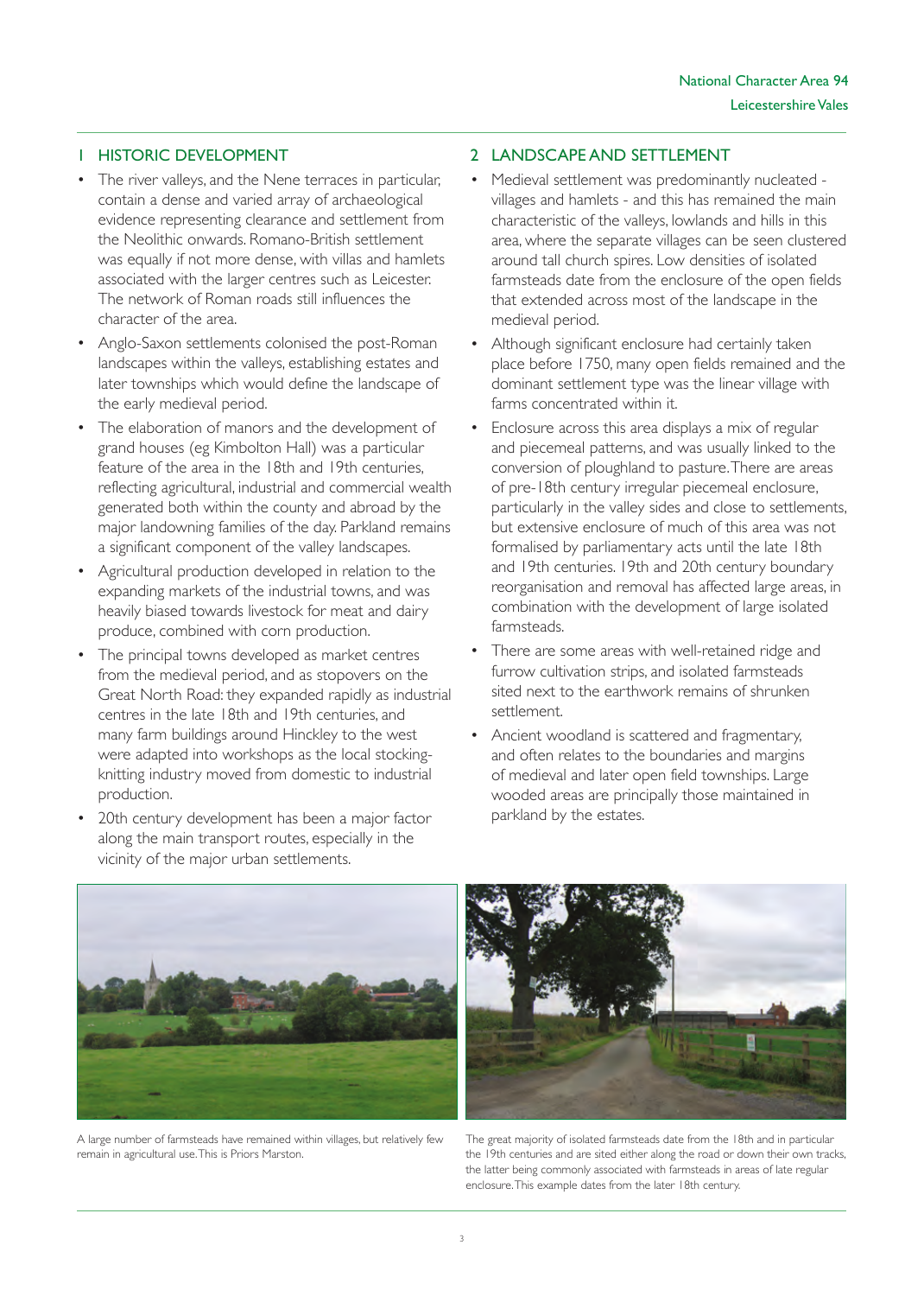## 1 HISTORIC DEVELOPMENT

- The river valleys, and the Nene terraces in particular, contain a dense and varied array of archaeological evidence representing clearance and settlement from the Neolithic onwards. Romano-British settlement was equally if not more dense, with villas and hamlets associated with the larger centres such as Leicester. The network of Roman roads still influences the character of the area.
- Anglo-Saxon settlements colonised the post-Roman landscapes within the valleys, establishing estates and later townships which would define the landscape of the early medieval period.
- The elaboration of manors and the development of grand houses (eg Kimbolton Hall) was a particular feature of the area in the 18th and 19th centuries, reflecting agricultural, industrial and commercial wealth generated both within the county and abroad by the major landowning families of the day. Parkland remains a significant component of the valley landscapes.
- Agricultural production developed in relation to the expanding markets of the industrial towns, and was heavily biased towards livestock for meat and dairy produce, combined with corn production.
- The principal towns developed as market centres from the medieval period, and as stopovers on the Great North Road: they expanded rapidly as industrial centres in the late 18th and 19th centuries, and many farm buildings around Hinckley to the west were adapted into workshops as the local stocking-knitting industry moved from domestic to industrial production.
- 20th century development has been a major factor along the main transport routes, especially in the vicinity of the major urban settlements.

## 2 LANDSCAPE AND SETTLEMENT

- Medieval settlement was predominantly nucleated - villages and hamlets - and this has remained the main characteristic of the valleys, lowlands and hills in this area, where the separate villages can be seen clustered around tall church spires. Low densities of isolated farmsteads date from the enclosure of the open fields that extended across most of the landscape in the medieval period.
- Although significant enclosure had certainly taken place before 1750, many open fields remained and the dominant settlement type was the linear village with farms concentrated within it.
- Enclosure across this area displays a mix of regular and piecemeal patterns, and was usually linked to the conversion of ploughland to pasture. There are areas of pre-18th century irregular piecemeal enclosure, particularly in the valley sides and close to settlements, but extensive enclosure of much of this area was not formalised by parliamentary acts until the late 18th and 19th centuries. 19th and 20th century boundary reorganisation and removal has affected large areas, in combination with the development of large isolated farmsteads.
- There are some areas with well-retained ridge and furrow cultivation strips, and isolated farmsteads sited next to the earthwork remains of shrunken settlement.
- Ancient woodland is scattered and fragmentary, and often relates to the boundaries and margins of medieval and later open field townships. Large wooded areas are principally those maintained in parkland by the estates.

A large number of farmsteads have remained within villages, but relatively few remain in agricultural use. This is Priors Marston.

The great majority of isolated farmsteads date from the 18th and in particular the 19th centuries and are sited either along the road or down their own tracks, the latter being commonly associated with farmsteads in areas of late regular enclosure. This example dates from the later 18th century.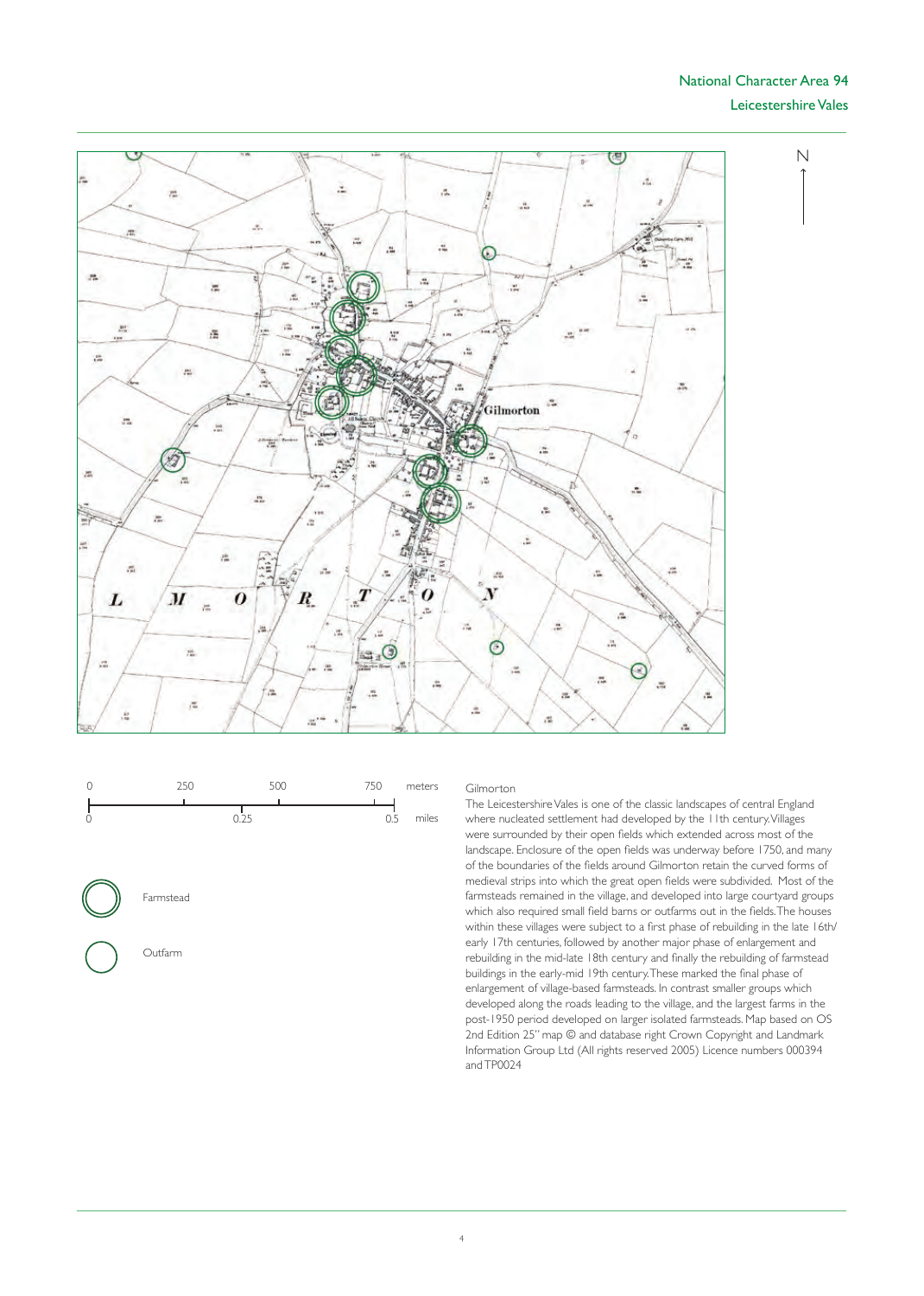0 250 500 750 meters

0 0.25 0.5 miles

Farmstead

Outfarm

Gilmorton

The Leicestershire Vales is one of the classic landscapes of central England where nucleated settlement had developed by the 11th century. Villages were surrounded by their open fields which extended across most of the landscape. Enclosure of the open fields was underway before 1750, and many of the boundaries of the fields around Gilmorton retain the curved forms of medieval strips into which the great open fields were subdivided. Most of the farmsteads remained in the village, and developed into large courtyard groups which also required small field barns or outfarms out in the fields. The houses within these villages were subject to a first phase of rebuilding in the late 16th/early 17th centuries, followed by another major phase of enlargement and rebuilding in the mid-late 18th century and finally the rebuilding of farmstead buildings in the early-mid 19th century. These marked the final phase of enlargement of village-based farmsteads. In contrast smaller groups which developed along the roads leading to the village, and the largest farms in the post-1950 period developed on larger isolated farmsteads. Map based on OS 2nd Edition 25" map © and database right Crown Copyright and Landmark Information Group Ltd (All rights reserved 2005) Licence numbers 000394 and TP0024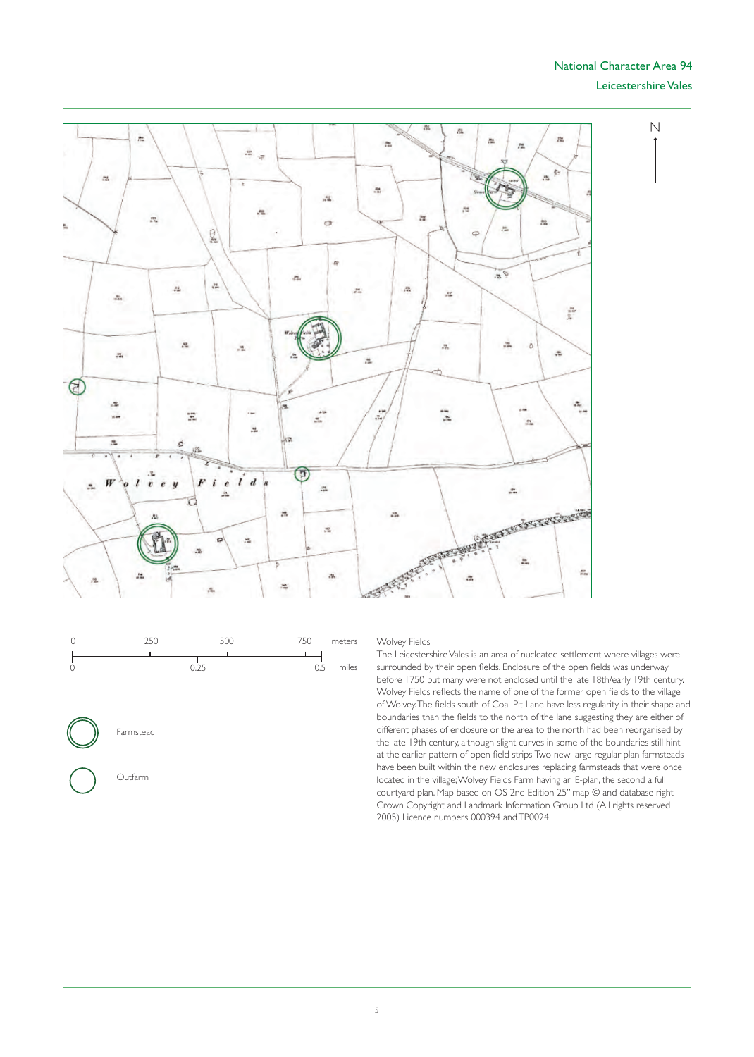0 250 500 750 meters

0 0.25 0.5 miles

Farmstead

Outfarm

Wolvey Fields

The Leicestershire Vales is an area of nucleated settlement where villages were surrounded by their open fields. Enclosure of the open fields was underway before 1750 but many were not enclosed until the late 18th/early 19th century. Wolvey Fields reflects the name of one of the former open fields to the village of Wolvey. The fields south of Coal Pit Lane have less regularity in their shape and boundaries than the fields to the north of the lane suggesting they are either of different phases of enclosure or the area to the north had been reorganised by the late 19th century, although slight curves in some of the boundaries still hint at the earlier pattern of open field strips. Two new large regular plan farmsteads have been built within the new enclosures replacing farmsteads that were once located in the village; Wolvey Fields Farm having an E-plan, the second a full courtyard plan. Map based on OS 2nd Edition 25" map © and database right Crown Copyright and Landmark Information Group Ltd (All rights reserved 2005) Licence numbers 000394 and TP0024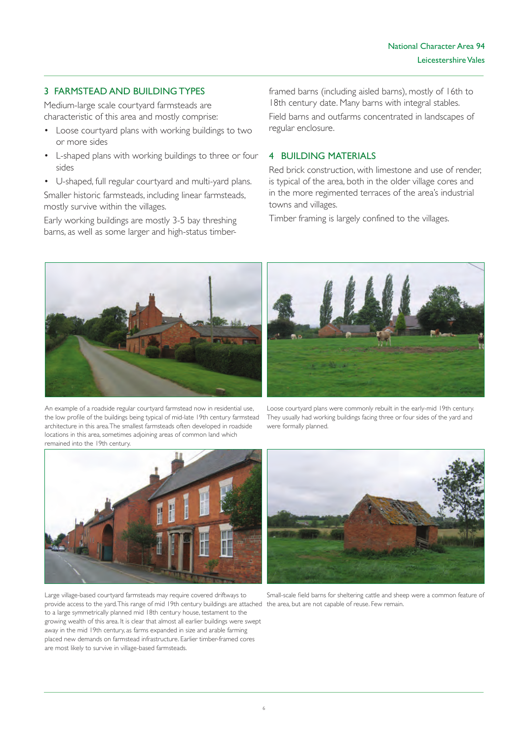## 3 FARMSTEAD AND BUILDING TYPES

Medium-large scale courtyard farmsteads are characteristic of this area and mostly comprise:

- Loose courtyard plans with working buildings to two or more sides
- L-shaped plans with working buildings to three or four sides
- U-shaped, full regular courtyard and multi-yard plans.

Smaller historic farmsteads, including linear farmsteads, mostly survive within the villages.

Early working buildings are mostly 3-5 bay threshing barns, as well as some larger and high-status timber-framed barns (including aisled barns), mostly of 16th to 18th century date. Many barns with integral stables.

Field barns and outfarms concentrated in landscapes of regular enclosure.

## 4 BUILDING MATERIALS

Red brick construction, with limestone and use of render, is typical of the area, both in the older village cores and in the more regimented terraces of the area's industrial towns and villages.

Timber framing is largely confined to the villages.

An example of a roadside regular courtyard farmstead now in residential use, the low profile of the buildings being typical of mid-late 19th century farmstead architecture in this area. The smallest farmsteads often developed in roadside locations in this area, sometimes adjoining areas of common land which remained into the 19th century.

Loose courtyard plans were commonly rebuilt in the early-mid 19th century. They usually had working buildings facing three or four sides of the yard and were formally planned.

Large village-based courtyard farmsteads may require covered driftways to provide access to the yard. This range of mid 19th century buildings are attached to a large symmetrically planned mid 18th century house, testament to the growing wealth of this area. It is clear that almost all earlier buildings were swept away in the mid 19th century, as farms expanded in size and arable farming placed new demands on farmstead infrastructure. Earlier timber-framed cores are most likely to survive in village-based farmsteads.

Small-scale field barns for sheltering cattle and sheep were a common feature of the area, but are not capable of reuse. Few remain.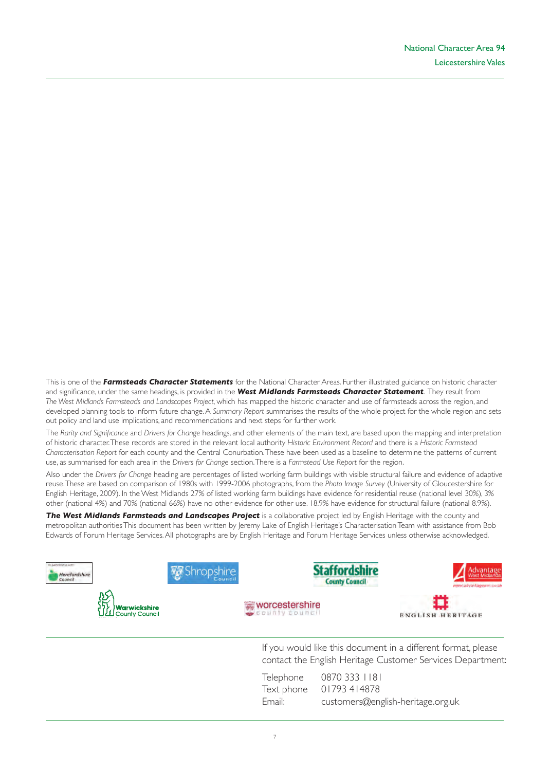This is one of the ***Farmsteads Character Statements*** for the National Character Areas. Further illustrated guidance on historic character and significance, under the same headings, is provided in the ***West Midlands Farmsteads Character Statement***. They result from *The West Midlands Farmsteads and Landscapes Project*, which has mapped the historic character and use of farmsteads across the region, and developed planning tools to inform future change. A *Summary Report* summarises the results of the whole project for the whole region and sets out policy and land use implications, and recommendations and next steps for further work.

The *Rarity and Significance* and *Drivers for Change* headings, and other elements of the main text, are based upon the mapping and interpretation of historic character. These records are stored in the relevant local authority *Historic Environment Record* and there is a *Historic Farmstead Characterisation Report* for each county and the Central Conurbation. These have been used as a baseline to determine the patterns of current use, as summarised for each area in the *Drivers for Change* section. There is a *Farmstead Use Report* for the region.

Also under the *Drivers for Change* heading are percentages of listed working farm buildings with visible structural failure and evidence of adaptive reuse. These are based on comparison of 1980s with 1999-2006 photographs, from the *Photo Image Survey* (University of Gloucestershire for English Heritage, 2009). In the West Midlands 27% of listed working farm buildings have evidence for residential reuse (national level 30%), 3% other (national 4%) and 70% (national 66%) have no other evidence for other use. 18.9% have evidence for structural failure (national 8.9%).

***The West Midlands Farmsteads and Landscapes Project*** is a collaborative project led by English Heritage with the county and metropolitan authorities This document has been written by Jeremy Lake of English Heritage's Characterisation Team with assistance from Bob Edwards of Forum Heritage Services. All photographs are by English Heritage and Forum Heritage Services unless otherwise acknowledged.

If you would like this document in a different format, please contact the English Heritage Customer Services Department:

| | |
|---|---|
| Telephone | 0870 333 1181 |
| Text phone | 01793 414878 |
| Email: | customers@english-heritage.org.uk |